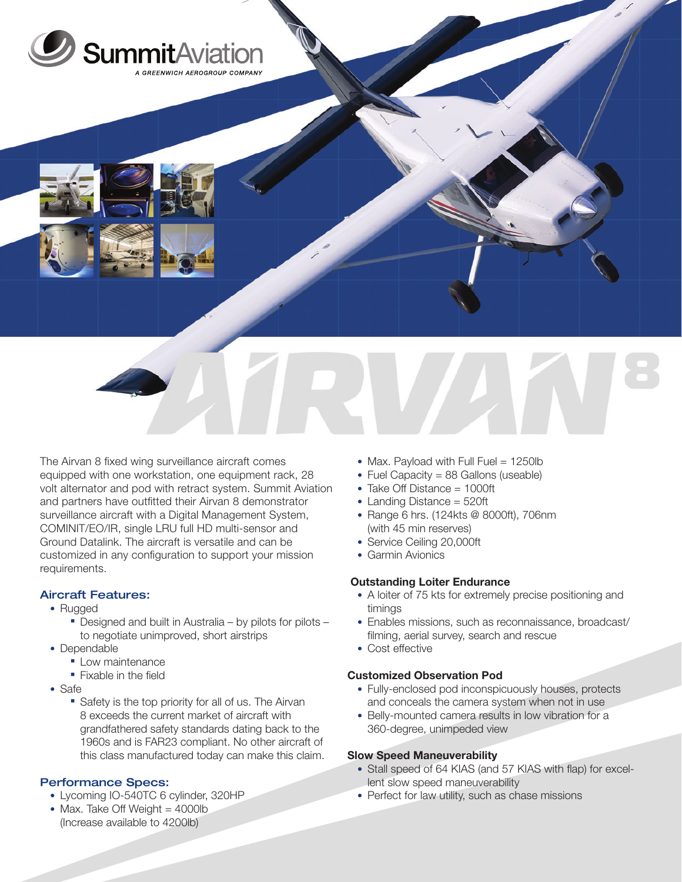# SummitAviation

A GREENWICH AEROGROUP COMPANY

# AIRVAN 8

The Airvan 8 fixed wing surveillance aircraft comes equipped with one workstation, one equipment rack, 28 volt alternator and pod with retract system. Summit Aviation and partners have outfitted their Airvan 8 demonstrator surveillance aircraft with a Digital Management System, COMINIT/EO/IR, single LRU full HD multi-sensor and Ground Datalink. The aircraft is versatile and can be customized in any configuration to support your mission requirements.

## Aircraft Features:

- Rugged
  - Designed and built in Australia – by pilots for pilots – to negotiate unimproved, short airstrips
- Dependable
  - Low maintenance
  - Fixable in the field
- Safe
  - Safety is the top priority for all of us. The Airvan 8 exceeds the current market of aircraft with grandfathered safety standards dating back to the 1960s and is FAR23 compliant. No other aircraft of this class manufactured today can make this claim.

## Performance Specs:

- Lycoming IO-540TC 6 cylinder, 320HP
- Max. Take Off Weight = 4000lb (Increase available to 4200lb)
- Max. Payload with Full Fuel = 1250lb
- Fuel Capacity = 88 Gallons (useable)
- Take Off Distance = 1000ft
- Landing Distance = 520ft
- Range 6 hrs. (124kts @ 8000ft), 706nm (with 45 min reserves)
- Service Ceiling 20,000ft
- Garmin Avionics

**Outstanding Loiter Endurance**

- A loiter of 75 kts for extremely precise positioning and timings
- Enables missions, such as reconnaissance, broadcast/filming, aerial survey, search and rescue
- Cost effective

**Customized Observation Pod**

- Fully-enclosed pod inconspicuously houses, protects and conceals the camera system when not in use
- Belly-mounted camera results in low vibration for a 360-degree, unimpeded view

**Slow Speed Maneuverability**

- Stall speed of 64 KIAS (and 57 KIAS with flap) for excellent slow speed maneuverability
- Perfect for law utility, such as chase missions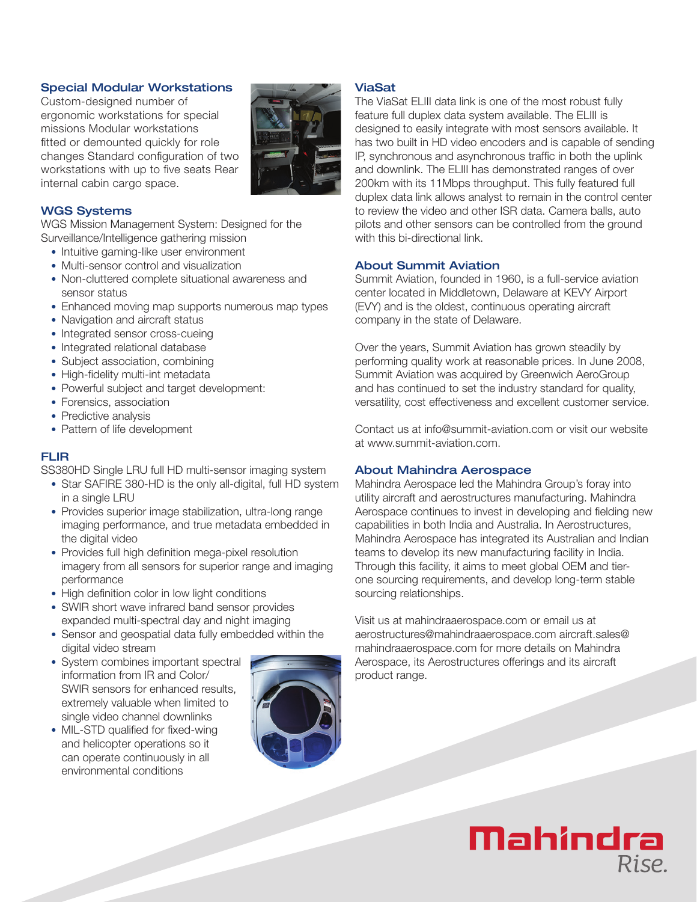## Special Modular Workstations

Custom-designed number of ergonomic workstations for special missions Modular workstations fitted or demounted quickly for role changes Standard configuration of two workstations with up to five seats Rear internal cabin cargo space.

## WGS Systems

WGS Mission Management System: Designed for the Surveillance/Intelligence gathering mission

- Intuitive gaming-like user environment
- Multi-sensor control and visualization
- Non-cluttered complete situational awareness and sensor status
- Enhanced moving map supports numerous map types
- Navigation and aircraft status
- Integrated sensor cross-cueing
- Integrated relational database
- Subject association, combining
- High-fidelity multi-int metadata
- Powerful subject and target development:
- Forensics, association
- Predictive analysis
- Pattern of life development

## FLIR

SS380HD Single LRU full HD multi-sensor imaging system

- Star SAFIRE 380-HD is the only all-digital, full HD system in a single LRU
- Provides superior image stabilization, ultra-long range imaging performance, and true metadata embedded in the digital video
- Provides full high definition mega-pixel resolution imagery from all sensors for superior range and imaging performance
- High definition color in low light conditions
- SWIR short wave infrared band sensor provides expanded multi-spectral day and night imaging
- Sensor and geospatial data fully embedded within the digital video stream
- System combines important spectral information from IR and Color/SWIR sensors for enhanced results, extremely valuable when limited to single video channel downlinks
- MIL-STD qualified for fixed-wing and helicopter operations so it can operate continuously in all environmental conditions

## ViaSat

The ViaSat ELIII data link is one of the most robust fully feature full duplex data system available. The ELIII is designed to easily integrate with most sensors available. It has two built in HD video encoders and is capable of sending IP, synchronous and asynchronous traffic in both the uplink and downlink. The ELIII has demonstrated ranges of over 200km with its 11Mbps throughput. This fully featured full duplex data link allows analyst to remain in the control center to review the video and other ISR data. Camera balls, auto pilots and other sensors can be controlled from the ground with this bi-directional link.

## About Summit Aviation

Summit Aviation, founded in 1960, is a full-service aviation center located in Middletown, Delaware at KEVY Airport (EVY) and is the oldest, continuous operating aircraft company in the state of Delaware.

Over the years, Summit Aviation has grown steadily by performing quality work at reasonable prices. In June 2008, Summit Aviation was acquired by Greenwich AeroGroup and has continued to set the industry standard for quality, versatility, cost effectiveness and excellent customer service.

Contact us at info@summit-aviation.com or visit our website at www.summit-aviation.com.

## About Mahindra Aerospace

Mahindra Aerospace led the Mahindra Group's foray into utility aircraft and aerostructures manufacturing. Mahindra Aerospace continues to invest in developing and fielding new capabilities in both India and Australia. In Aerostructures, Mahindra Aerospace has integrated its Australian and Indian teams to develop its new manufacturing facility in India. Through this facility, it aims to meet global OEM and tier-one sourcing requirements, and develop long-term stable sourcing relationships.

Visit us at mahindraaerospace.com or email us at aerostructures@mahindraaerospace.com aircraft.sales@mahindraaerospace.com for more details on Mahindra Aerospace, its Aerostructures offerings and its aircraft product range.

Mahindra
Rise.